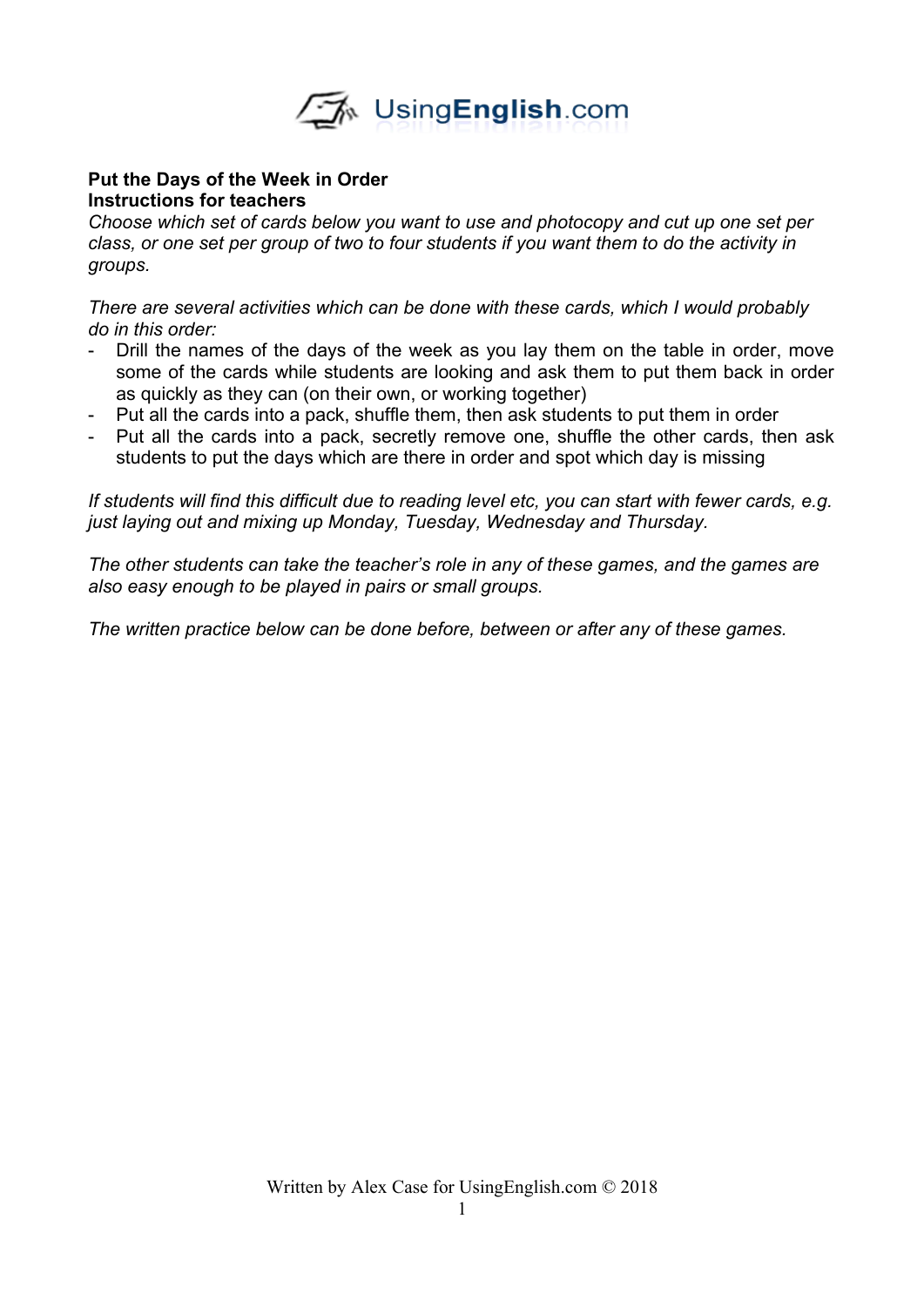**Put the Days of the Week in Order**
**Instructions for teachers**

*Choose which set of cards below you want to use and photocopy and cut up one set per class, or one set per group of two to four students if you want them to do the activity in groups.*

*There are several activities which can be done with these cards, which I would probably do in this order:*

- Drill the names of the days of the week as you lay them on the table in order, move some of the cards while students are looking and ask them to put them back in order as quickly as they can (on their own, or working together)
- Put all the cards into a pack, shuffle them, then ask students to put them in order
- Put all the cards into a pack, secretly remove one, shuffle the other cards, then ask students to put the days which are there in order and spot which day is missing

*If students will find this difficult due to reading level etc, you can start with fewer cards, e.g. just laying out and mixing up Monday, Tuesday, Wednesday and Thursday.*

*The other students can take the teacher's role in any of these games, and the games are also easy enough to be played in pairs or small groups.*

*The written practice below can be done before, between or after any of these games.*

Written by Alex Case for UsingEnglish.com © 2018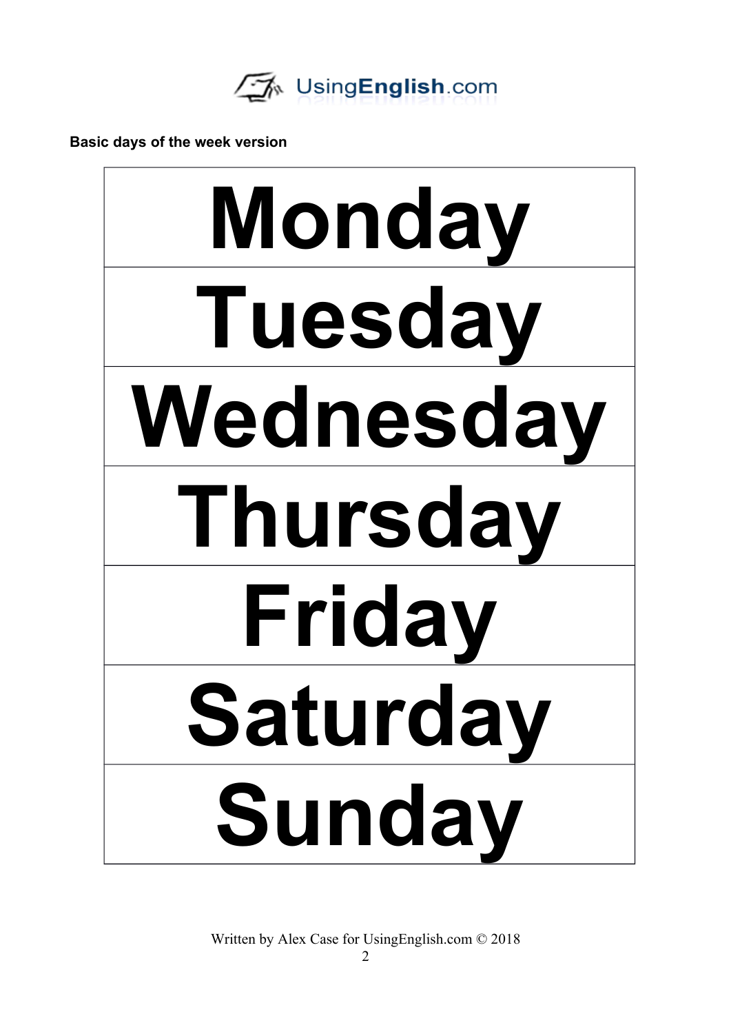**Basic days of the week version**

| Monday |
|---|
| Tuesday |
| Wednesday |
| Thursday |
| Friday |
| Saturday |
| Sunday |

Written by Alex Case for UsingEnglish.com © 2018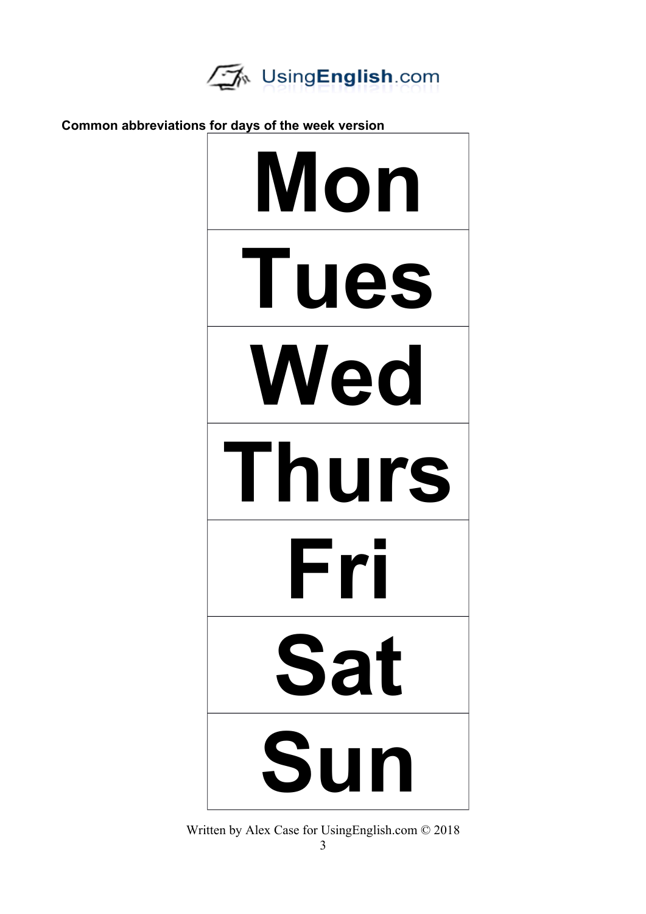**Common abbreviations for days of the week version**

| Mon |
| --- |
| Tues |
| Wed |
| Thurs |
| Fri |
| Sat |
| Sun |

Written by Alex Case for UsingEnglish.com © 2018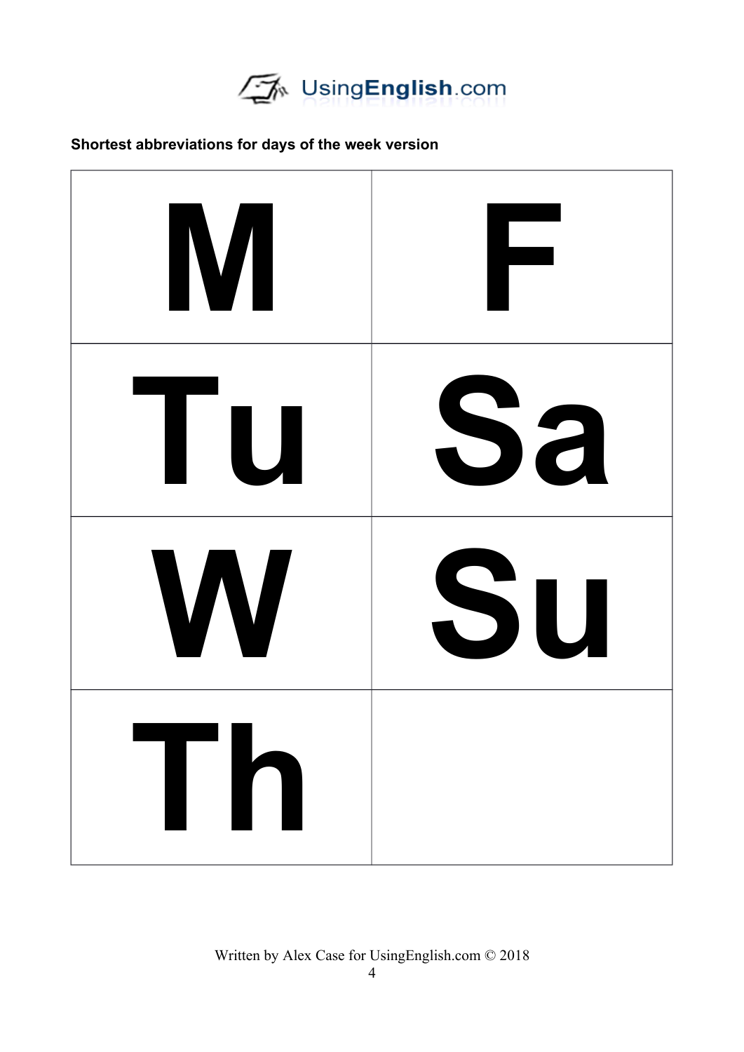**Shortest abbreviations for days of the week version**

| | |
|---|---|
| M | F |
| Tu | Sa |
| W | Su |
| Th | |

Written by Alex Case for UsingEnglish.com © 2018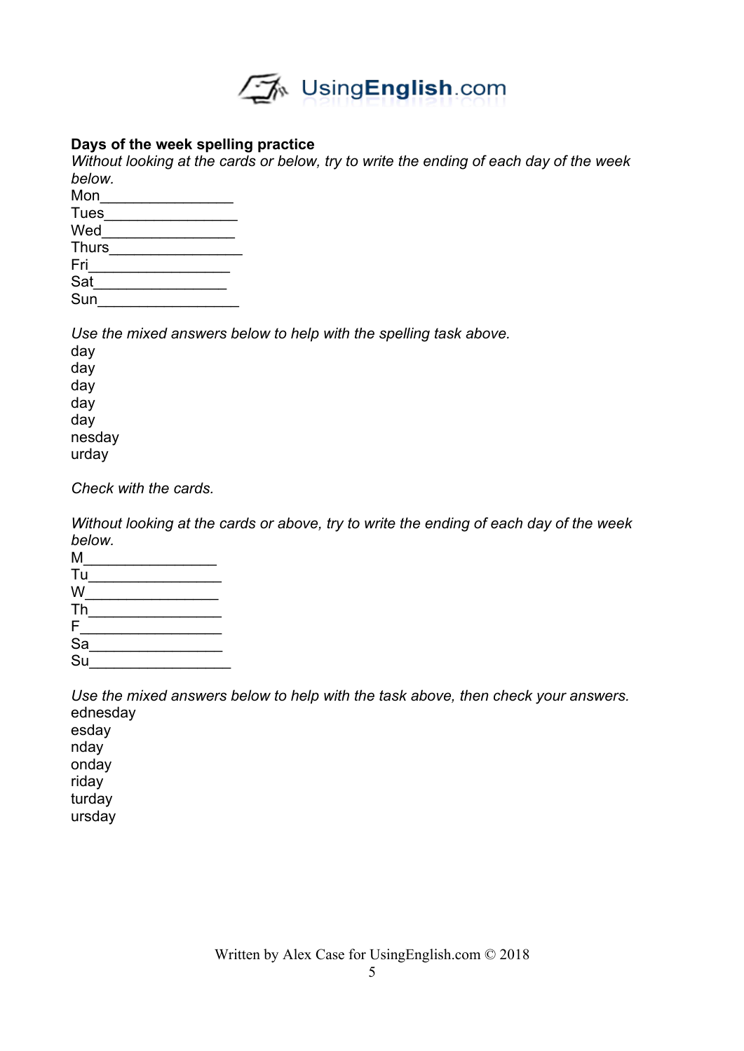**Days of the week spelling practice**

*Without looking at the cards or below, try to write the ending of each day of the week below.*

Mon________________
Tues________________
Wed________________
Thurs________________
Fri_________________
Sat________________
Sun_________________

*Use the mixed answers below to help with the spelling task above.*

day
day
day
day
day
nesday
urday

*Check with the cards.*

*Without looking at the cards or above, try to write the ending of each day of the week below.*

M________________
Tu________________
W________________
Th________________
F_________________
Sa________________
Su_________________

*Use the mixed answers below to help with the task above, then check your answers.*

ednesday
esday
nday
onday
riday
turday
ursday

Written by Alex Case for UsingEnglish.com © 2018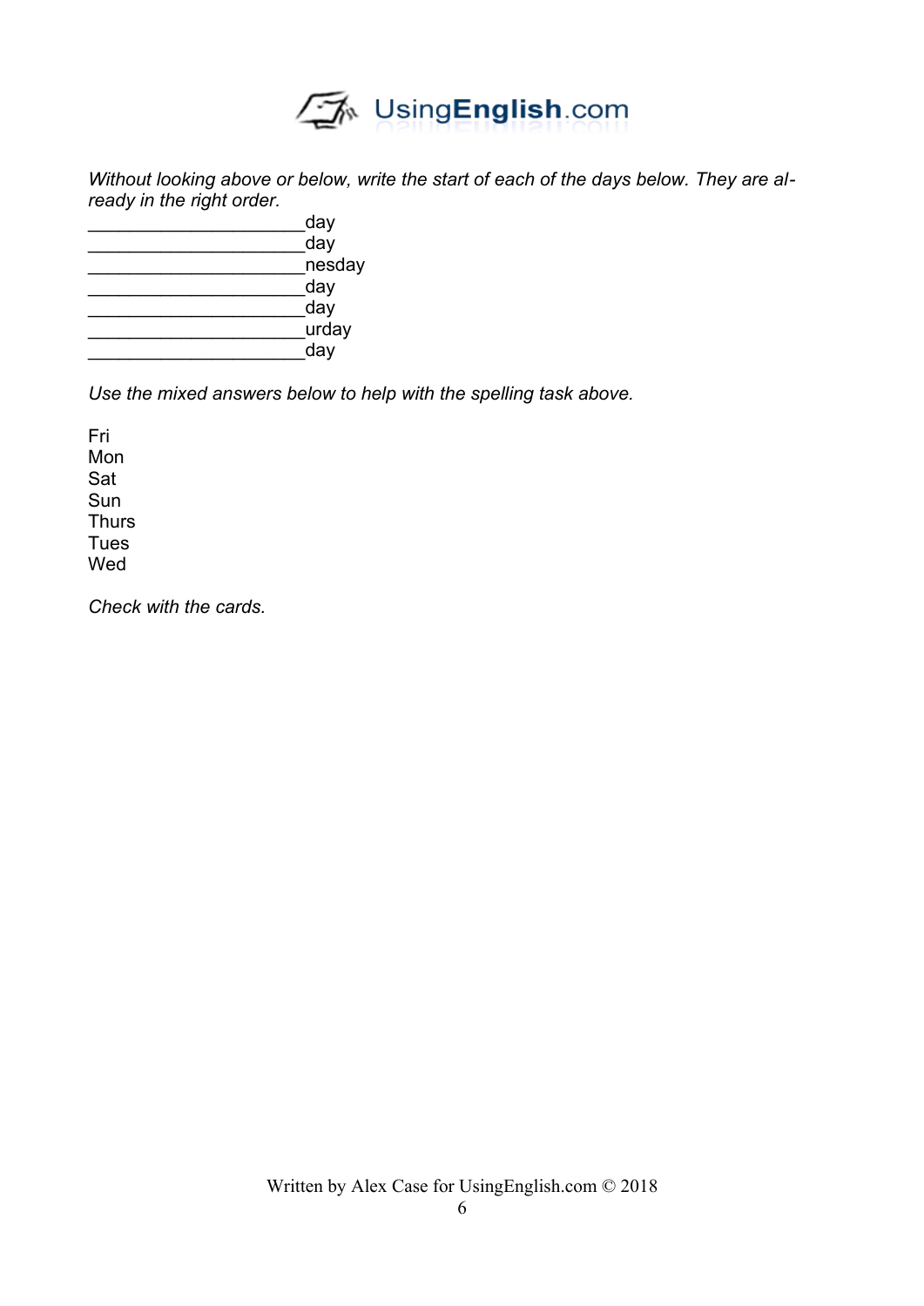*Without looking above or below, write the start of each of the days below. They are already in the right order.*

____________________day
____________________day
____________________nesday
____________________day
____________________day
____________________urday
____________________day

*Use the mixed answers below to help with the spelling task above.*

Fri
Mon
Sat
Sun
Thurs
Tues
Wed

*Check with the cards.*

Written by Alex Case for UsingEnglish.com © 2018